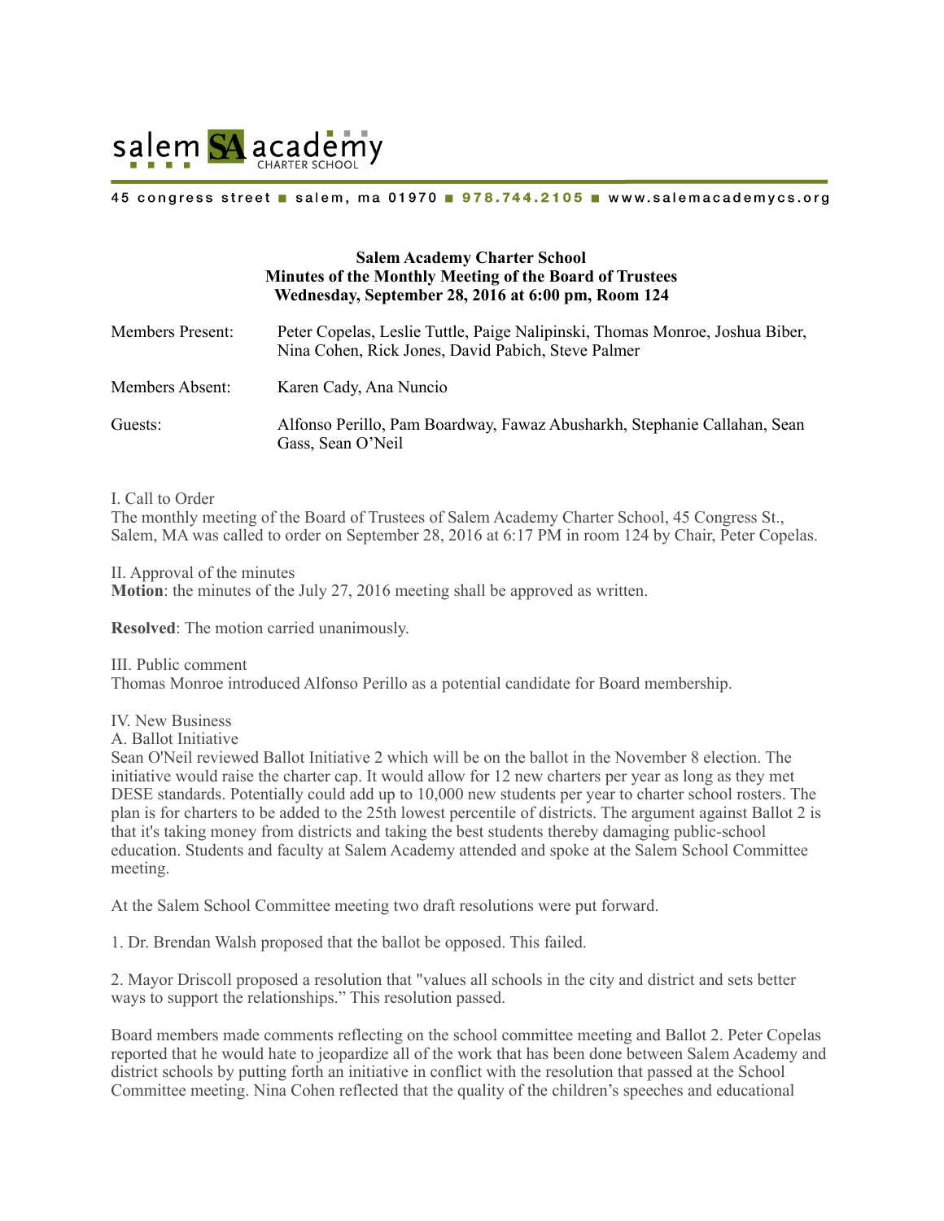salem SA academy CHARTER SCHOOL

45 congress street ■ salem, ma 01970 ■ 978.744.2105 ■ www.salemacademycs.org

**Salem Academy Charter School**
**Minutes of the Monthly Meeting of the Board of Trustees**
**Wednesday, September 28, 2016 at 6:00 pm, Room 124**

Members Present: Peter Copelas, Leslie Tuttle, Paige Nalipinski, Thomas Monroe, Joshua Biber, Nina Cohen, Rick Jones, David Pabich, Steve Palmer

Members Absent: Karen Cady, Ana Nuncio

Guests: Alfonso Perillo, Pam Boardway, Fawaz Abusharkh, Stephanie Callahan, Sean Gass, Sean O'Neil

I. Call to Order
The monthly meeting of the Board of Trustees of Salem Academy Charter School, 45 Congress St., Salem, MA was called to order on September 28, 2016 at 6:17 PM in room 124 by Chair, Peter Copelas.

II. Approval of the minutes
**Motion**: the minutes of the July 27, 2016 meeting shall be approved as written.

**Resolved**: The motion carried unanimously.

III. Public comment
Thomas Monroe introduced Alfonso Perillo as a potential candidate for Board membership.

IV. New Business
A. Ballot Initiative
Sean O'Neil reviewed Ballot Initiative 2 which will be on the ballot in the November 8 election. The initiative would raise the charter cap. It would allow for 12 new charters per year as long as they met DESE standards. Potentially could add up to 10,000 new students per year to charter school rosters. The plan is for charters to be added to the 25th lowest percentile of districts. The argument against Ballot 2 is that it's taking money from districts and taking the best students thereby damaging public-school education. Students and faculty at Salem Academy attended and spoke at the Salem School Committee meeting.

At the Salem School Committee meeting two draft resolutions were put forward.

1. Dr. Brendan Walsh proposed that the ballot be opposed. This failed.

2. Mayor Driscoll proposed a resolution that "values all schools in the city and district and sets better ways to support the relationships." This resolution passed.

Board members made comments reflecting on the school committee meeting and Ballot 2. Peter Copelas reported that he would hate to jeopardize all of the work that has been done between Salem Academy and district schools by putting forth an initiative in conflict with the resolution that passed at the School Committee meeting. Nina Cohen reflected that the quality of the children's speeches and educational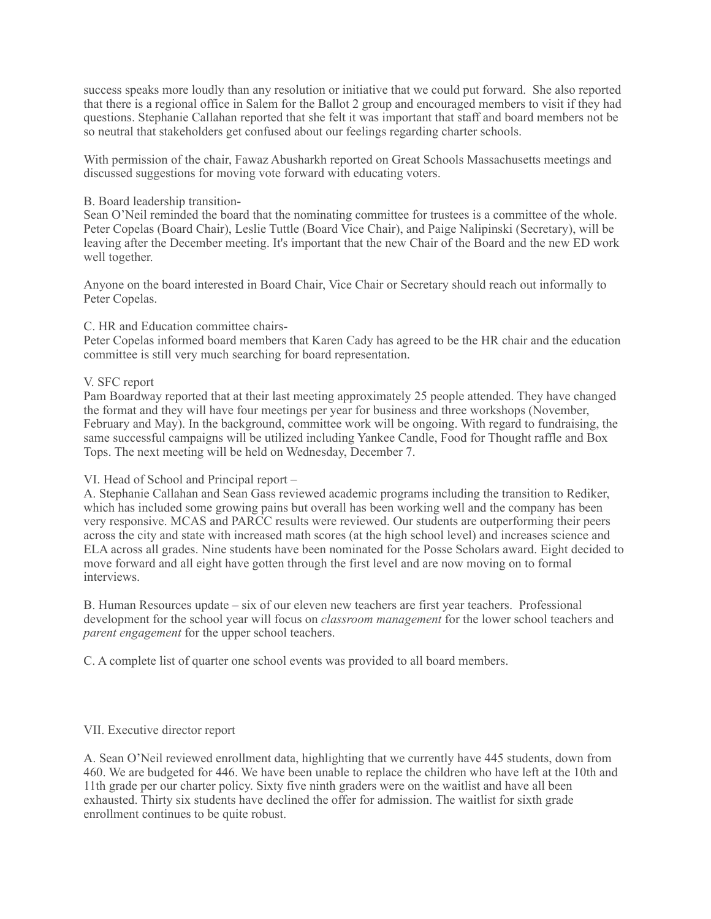success speaks more loudly than any resolution or initiative that we could put forward. She also reported that there is a regional office in Salem for the Ballot 2 group and encouraged members to visit if they had questions. Stephanie Callahan reported that she felt it was important that staff and board members not be so neutral that stakeholders get confused about our feelings regarding charter schools.

With permission of the chair, Fawaz Abusharkh reported on Great Schools Massachusetts meetings and discussed suggestions for moving vote forward with educating voters.

B. Board leadership transition-

Sean O'Neil reminded the board that the nominating committee for trustees is a committee of the whole. Peter Copelas (Board Chair), Leslie Tuttle (Board Vice Chair), and Paige Nalipinski (Secretary), will be leaving after the December meeting. It's important that the new Chair of the Board and the new ED work well together.

Anyone on the board interested in Board Chair, Vice Chair or Secretary should reach out informally to Peter Copelas.

C. HR and Education committee chairs-

Peter Copelas informed board members that Karen Cady has agreed to be the HR chair and the education committee is still very much searching for board representation.

V. SFC report

Pam Boardway reported that at their last meeting approximately 25 people attended. They have changed the format and they will have four meetings per year for business and three workshops (November, February and May). In the background, committee work will be ongoing. With regard to fundraising, the same successful campaigns will be utilized including Yankee Candle, Food for Thought raffle and Box Tops. The next meeting will be held on Wednesday, December 7.

VI. Head of School and Principal report –

A. Stephanie Callahan and Sean Gass reviewed academic programs including the transition to Rediker, which has included some growing pains but overall has been working well and the company has been very responsive. MCAS and PARCC results were reviewed. Our students are outperforming their peers across the city and state with increased math scores (at the high school level) and increases science and ELA across all grades. Nine students have been nominated for the Posse Scholars award. Eight decided to move forward and all eight have gotten through the first level and are now moving on to formal interviews.

B. Human Resources update – six of our eleven new teachers are first year teachers. Professional development for the school year will focus on *classroom management* for the lower school teachers and *parent engagement* for the upper school teachers.

C. A complete list of quarter one school events was provided to all board members.

VII. Executive director report

A. Sean O'Neil reviewed enrollment data, highlighting that we currently have 445 students, down from 460. We are budgeted for 446. We have been unable to replace the children who have left at the 10th and 11th grade per our charter policy. Sixty five ninth graders were on the waitlist and have all been exhausted. Thirty six students have declined the offer for admission. The waitlist for sixth grade enrollment continues to be quite robust.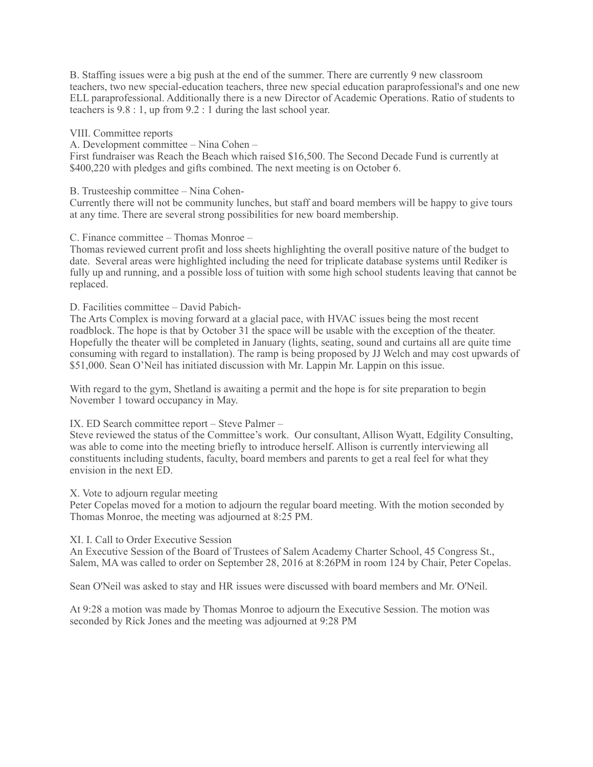B. Staffing issues were a big push at the end of the summer. There are currently 9 new classroom teachers, two new special-education teachers, three new special education paraprofessional's and one new ELL paraprofessional. Additionally there is a new Director of Academic Operations. Ratio of students to teachers is 9.8 : 1, up from 9.2 : 1 during the last school year.

VIII. Committee reports

A. Development committee – Nina Cohen –

First fundraiser was Reach the Beach which raised $16,500. The Second Decade Fund is currently at $400,220 with pledges and gifts combined. The next meeting is on October 6.

B. Trusteeship committee – Nina Cohen-

Currently there will not be community lunches, but staff and board members will be happy to give tours at any time. There are several strong possibilities for new board membership.

C. Finance committee – Thomas Monroe –

Thomas reviewed current profit and loss sheets highlighting the overall positive nature of the budget to date. Several areas were highlighted including the need for triplicate database systems until Rediker is fully up and running, and a possible loss of tuition with some high school students leaving that cannot be replaced.

D. Facilities committee – David Pabich-

The Arts Complex is moving forward at a glacial pace, with HVAC issues being the most recent roadblock. The hope is that by October 31 the space will be usable with the exception of the theater. Hopefully the theater will be completed in January (lights, seating, sound and curtains all are quite time consuming with regard to installation). The ramp is being proposed by JJ Welch and may cost upwards of $51,000. Sean O'Neil has initiated discussion with Mr. Lappin Mr. Lappin on this issue.

With regard to the gym, Shetland is awaiting a permit and the hope is for site preparation to begin November 1 toward occupancy in May.

IX. ED Search committee report – Steve Palmer –

Steve reviewed the status of the Committee's work. Our consultant, Allison Wyatt, Edgility Consulting, was able to come into the meeting briefly to introduce herself. Allison is currently interviewing all constituents including students, faculty, board members and parents to get a real feel for what they envision in the next ED.

X. Vote to adjourn regular meeting

Peter Copelas moved for a motion to adjourn the regular board meeting. With the motion seconded by Thomas Monroe, the meeting was adjourned at 8:25 PM.

XI. I. Call to Order Executive Session

An Executive Session of the Board of Trustees of Salem Academy Charter School, 45 Congress St., Salem, MA was called to order on September 28, 2016 at 8:26PM in room 124 by Chair, Peter Copelas.

Sean O'Neil was asked to stay and HR issues were discussed with board members and Mr. O'Neil.

At 9:28 a motion was made by Thomas Monroe to adjourn the Executive Session. The motion was seconded by Rick Jones and the meeting was adjourned at 9:28 PM